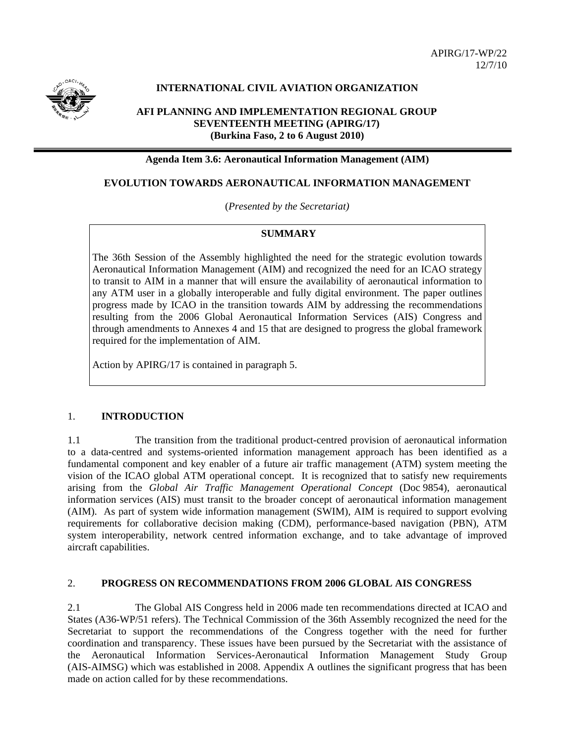APIRG/17-WP/22
12/7/10

**INTERNATIONAL CIVIL AVIATION ORGANIZATION**

**AFI PLANNING AND IMPLEMENTATION REGIONAL GROUP**
**SEVENTEENTH MEETING (APIRG/17)**
**(Burkina Faso, 2 to 6 August 2010)**

**Agenda Item 3.6: Aeronautical Information Management (AIM)**

# EVOLUTION TOWARDS AERONAUTICAL INFORMATION MANAGEMENT

(*Presented by the Secretariat)*

**SUMMARY**

The 36th Session of the Assembly highlighted the need for the strategic evolution towards Aeronautical Information Management (AIM) and recognized the need for an ICAO strategy to transit to AIM in a manner that will ensure the availability of aeronautical information to any ATM user in a globally interoperable and fully digital environment. The paper outlines progress made by ICAO in the transition towards AIM by addressing the recommendations resulting from the 2006 Global Aeronautical Information Services (AIS) Congress and through amendments to Annexes 4 and 15 that are designed to progress the global framework required for the implementation of AIM.

Action by APIRG/17 is contained in paragraph 5.

## 1. INTRODUCTION

1.1 The transition from the traditional product-centred provision of aeronautical information to a data-centred and systems-oriented information management approach has been identified as a fundamental component and key enabler of a future air traffic management (ATM) system meeting the vision of the ICAO global ATM operational concept. It is recognized that to satisfy new requirements arising from the *Global Air Traffic Management Operational Concept* (Doc 9854), aeronautical information services (AIS) must transit to the broader concept of aeronautical information management (AIM). As part of system wide information management (SWIM), AIM is required to support evolving requirements for collaborative decision making (CDM), performance-based navigation (PBN), ATM system interoperability, network centred information exchange, and to take advantage of improved aircraft capabilities.

## 2. PROGRESS ON RECOMMENDATIONS FROM 2006 GLOBAL AIS CONGRESS

2.1 The Global AIS Congress held in 2006 made ten recommendations directed at ICAO and States (A36-WP/51 refers). The Technical Commission of the 36th Assembly recognized the need for the Secretariat to support the recommendations of the Congress together with the need for further coordination and transparency. These issues have been pursued by the Secretariat with the assistance of the Aeronautical Information Services-Aeronautical Information Management Study Group (AIS-AIMSG) which was established in 2008. Appendix A outlines the significant progress that has been made on action called for by these recommendations.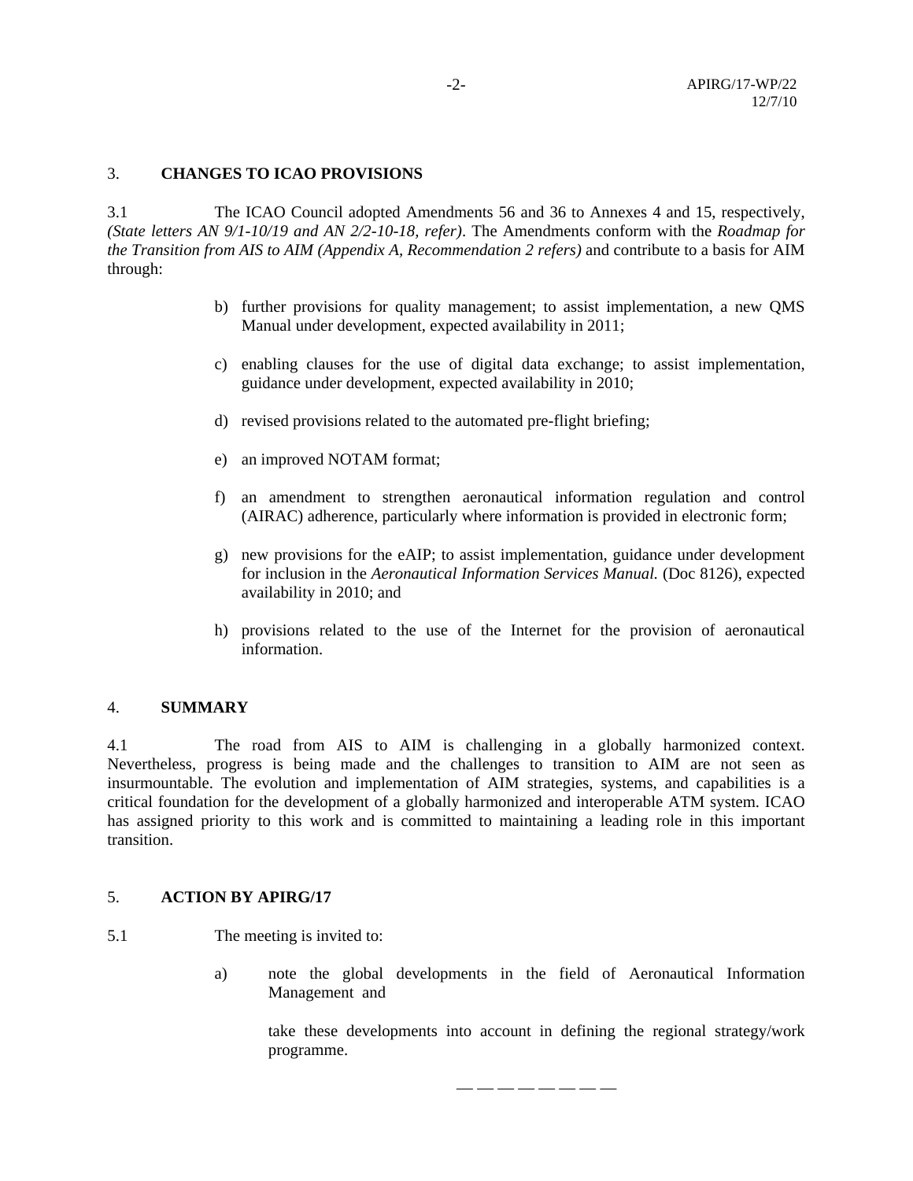## 3. CHANGES TO ICAO PROVISIONS

3.1 The ICAO Council adopted Amendments 56 and 36 to Annexes 4 and 15, respectively, *(State letters AN 9/1-10/19 and AN 2/2-10-18, refer)*. The Amendments conform with the *Roadmap for the Transition from AIS to AIM (Appendix A, Recommendation 2 refers)* and contribute to a basis for AIM through:

b) further provisions for quality management; to assist implementation, a new QMS Manual under development, expected availability in 2011;

c) enabling clauses for the use of digital data exchange; to assist implementation, guidance under development, expected availability in 2010;

d) revised provisions related to the automated pre-flight briefing;

e) an improved NOTAM format;

f) an amendment to strengthen aeronautical information regulation and control (AIRAC) adherence, particularly where information is provided in electronic form;

g) new provisions for the eAIP; to assist implementation, guidance under development for inclusion in the *Aeronautical Information Services Manual.* (Doc 8126), expected availability in 2010; and

h) provisions related to the use of the Internet for the provision of aeronautical information.

## 4. SUMMARY

4.1 The road from AIS to AIM is challenging in a globally harmonized context. Nevertheless, progress is being made and the challenges to transition to AIM are not seen as insurmountable. The evolution and implementation of AIM strategies, systems, and capabilities is a critical foundation for the development of a globally harmonized and interoperable ATM system. ICAO has assigned priority to this work and is committed to maintaining a leading role in this important transition.

## 5. ACTION BY APIRG/17

5.1 The meeting is invited to:

a) note the global developments in the field of Aeronautical Information Management and

take these developments into account in defining the regional strategy/work programme.

— — — — — — — —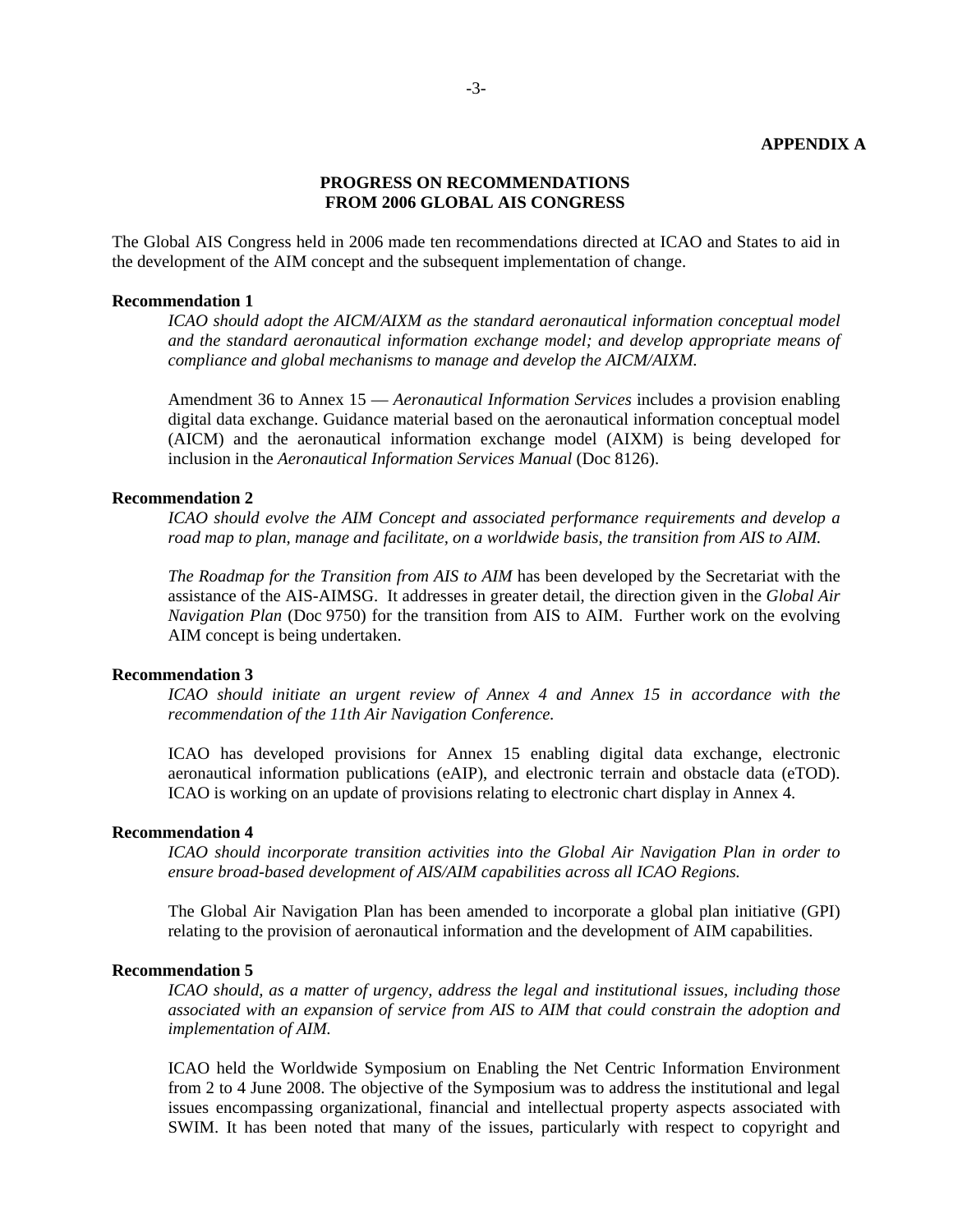**APPENDIX A**

## PROGRESS ON RECOMMENDATIONS FROM 2006 GLOBAL AIS CONGRESS

The Global AIS Congress held in 2006 made ten recommendations directed at ICAO and States to aid in the development of the AIM concept and the subsequent implementation of change.

**Recommendation 1**

*ICAO should adopt the AICM/AIXM as the standard aeronautical information conceptual model and the standard aeronautical information exchange model; and develop appropriate means of compliance and global mechanisms to manage and develop the AICM/AIXM.*

Amendment 36 to Annex 15 — *Aeronautical Information Services* includes a provision enabling digital data exchange. Guidance material based on the aeronautical information conceptual model (AICM) and the aeronautical information exchange model (AIXM) is being developed for inclusion in the *Aeronautical Information Services Manual* (Doc 8126).

**Recommendation 2**

*ICAO should evolve the AIM Concept and associated performance requirements and develop a road map to plan, manage and facilitate, on a worldwide basis, the transition from AIS to AIM.*

*The Roadmap for the Transition from AIS to AIM* has been developed by the Secretariat with the assistance of the AIS-AIMSG. It addresses in greater detail, the direction given in the *Global Air Navigation Plan* (Doc 9750) for the transition from AIS to AIM. Further work on the evolving AIM concept is being undertaken.

**Recommendation 3**

*ICAO should initiate an urgent review of Annex 4 and Annex 15 in accordance with the recommendation of the 11th Air Navigation Conference.*

ICAO has developed provisions for Annex 15 enabling digital data exchange, electronic aeronautical information publications (eAIP), and electronic terrain and obstacle data (eTOD). ICAO is working on an update of provisions relating to electronic chart display in Annex 4.

**Recommendation 4**

*ICAO should incorporate transition activities into the Global Air Navigation Plan in order to ensure broad-based development of AIS/AIM capabilities across all ICAO Regions.*

The Global Air Navigation Plan has been amended to incorporate a global plan initiative (GPI) relating to the provision of aeronautical information and the development of AIM capabilities.

**Recommendation 5**

*ICAO should, as a matter of urgency, address the legal and institutional issues, including those associated with an expansion of service from AIS to AIM that could constrain the adoption and implementation of AIM.*

ICAO held the Worldwide Symposium on Enabling the Net Centric Information Environment from 2 to 4 June 2008. The objective of the Symposium was to address the institutional and legal issues encompassing organizational, financial and intellectual property aspects associated with SWIM. It has been noted that many of the issues, particularly with respect to copyright and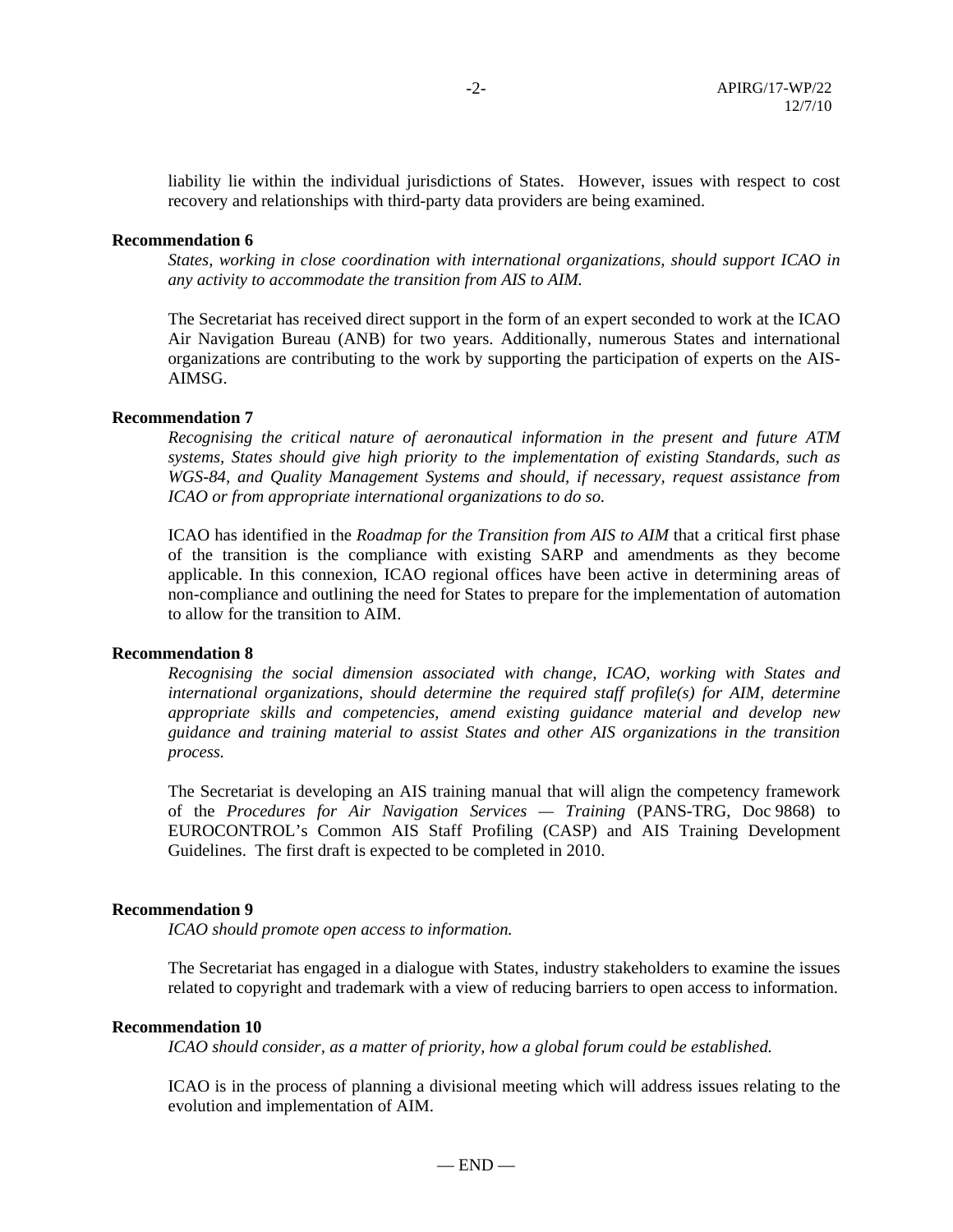liability lie within the individual jurisdictions of States. However, issues with respect to cost recovery and relationships with third-party data providers are being examined.

**Recommendation 6**

*States, working in close coordination with international organizations, should support ICAO in any activity to accommodate the transition from AIS to AIM.*

The Secretariat has received direct support in the form of an expert seconded to work at the ICAO Air Navigation Bureau (ANB) for two years. Additionally, numerous States and international organizations are contributing to the work by supporting the participation of experts on the AIS-AIMSG.

**Recommendation 7**

*Recognising the critical nature of aeronautical information in the present and future ATM systems, States should give high priority to the implementation of existing Standards, such as WGS-84, and Quality Management Systems and should, if necessary, request assistance from ICAO or from appropriate international organizations to do so.*

ICAO has identified in the *Roadmap for the Transition from AIS to AIM* that a critical first phase of the transition is the compliance with existing SARP and amendments as they become applicable. In this connexion, ICAO regional offices have been active in determining areas of non-compliance and outlining the need for States to prepare for the implementation of automation to allow for the transition to AIM.

**Recommendation 8**

*Recognising the social dimension associated with change, ICAO, working with States and international organizations, should determine the required staff profile(s) for AIM, determine appropriate skills and competencies, amend existing guidance material and develop new guidance and training material to assist States and other AIS organizations in the transition process.*

The Secretariat is developing an AIS training manual that will align the competency framework of the *Procedures for Air Navigation Services — Training* (PANS-TRG, Doc 9868) to EUROCONTROL's Common AIS Staff Profiling (CASP) and AIS Training Development Guidelines. The first draft is expected to be completed in 2010.

**Recommendation 9**

*ICAO should promote open access to information.*

The Secretariat has engaged in a dialogue with States, industry stakeholders to examine the issues related to copyright and trademark with a view of reducing barriers to open access to information.

**Recommendation 10**

*ICAO should consider, as a matter of priority, how a global forum could be established.*

ICAO is in the process of planning a divisional meeting which will address issues relating to the evolution and implementation of AIM.

— END —